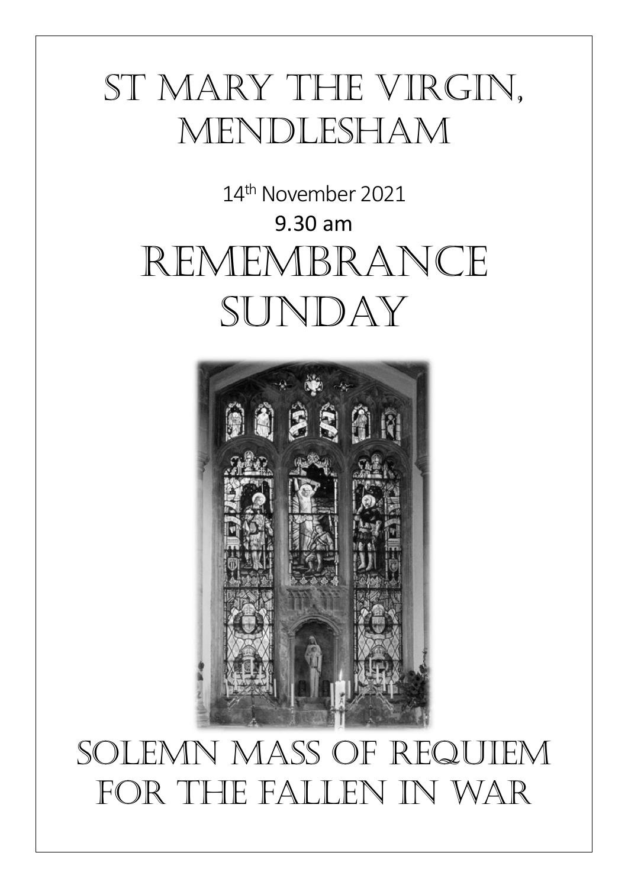# St Mary the Virgin, Mendlesham

14th November 2021

9.30 am

# Remembrance Sunday

## Solemn Mass of Requiem for the Fallen in War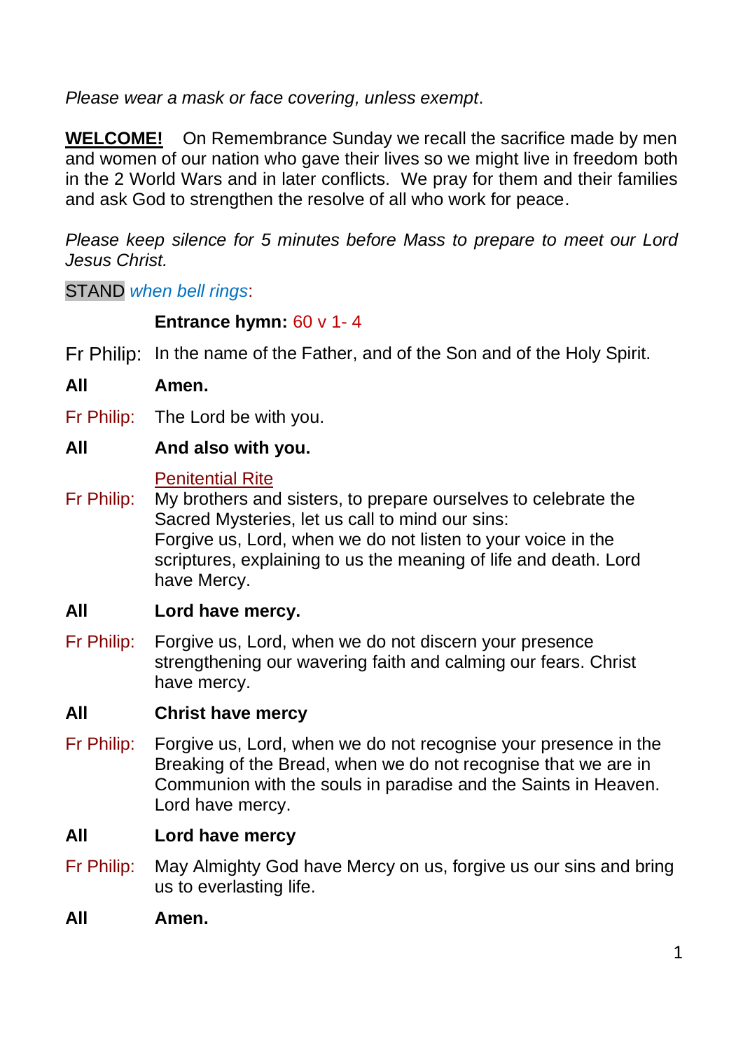*Please wear a mask or face covering, unless exempt*.

**WELCOME!** On Remembrance Sunday we recall the sacrifice made by men and women of our nation who gave their lives so we might live in freedom both in the 2 World Wars and in later conflicts. We pray for them and their families and ask God to strengthen the resolve of all who work for peace.

*Please keep silence for 5 minutes before Mass to prepare to meet our Lord Jesus Christ.*

STAND *when bell rings*:

**Entrance hymn:** 60 v 1- 4

Fr Philip: In the name of the Father, and of the Son and of the Holy Spirit.

**All Amen.**

Fr Philip: The Lord be with you.

**All And also with you.**

Penitential Rite

Fr Philip: My brothers and sisters, to prepare ourselves to celebrate the Sacred Mysteries, let us call to mind our sins:
Forgive us, Lord, when we do not listen to your voice in the scriptures, explaining to us the meaning of life and death. Lord have Mercy.

**All Lord have mercy.**

Fr Philip: Forgive us, Lord, when we do not discern your presence strengthening our wavering faith and calming our fears. Christ have mercy.

**All Christ have mercy**

Fr Philip: Forgive us, Lord, when we do not recognise your presence in the Breaking of the Bread, when we do not recognise that we are in Communion with the souls in paradise and the Saints in Heaven. Lord have mercy.

**All Lord have mercy**

Fr Philip: May Almighty God have Mercy on us, forgive us our sins and bring us to everlasting life.

**All Amen.**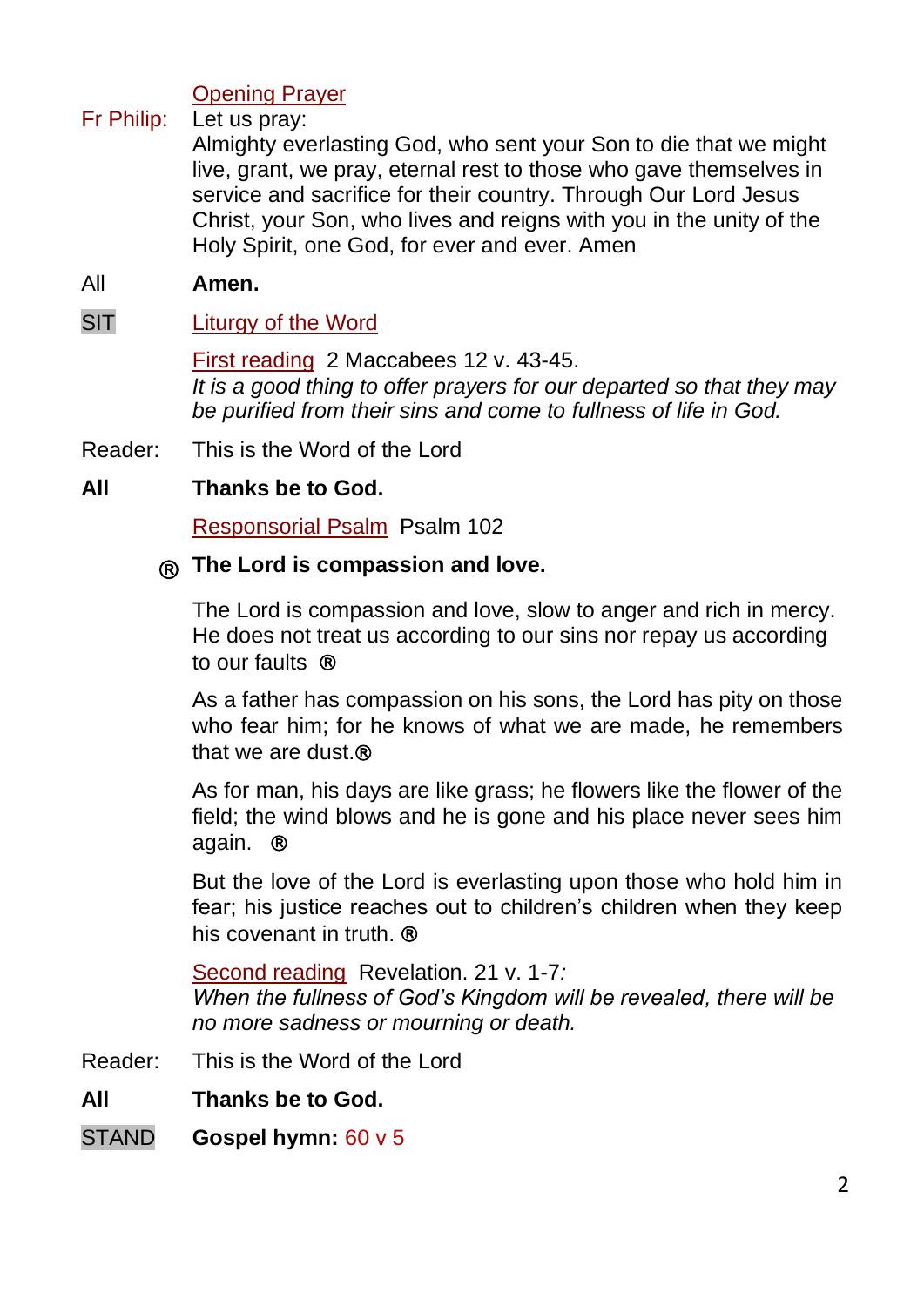**Opening Prayer**

Fr Philip: Let us pray:
Almighty everlasting God, who sent your Son to die that we might live, grant, we pray, eternal rest to those who gave themselves in service and sacrifice for their country. Through Our Lord Jesus Christ, your Son, who lives and reigns with you in the unity of the Holy Spirit, one God, for ever and ever. Amen

All **Amen.**

SIT **Liturgy of the Word**

**First reading** 2 Maccabees 12 v. 43-45.
*It is a good thing to offer prayers for our departed so that they may be purified from their sins and come to fullness of life in God.*

Reader: This is the Word of the Lord

**All Thanks be to God.**

**Responsorial Psalm** Psalm 102

® **The Lord is compassion and love.**

The Lord is compassion and love, slow to anger and rich in mercy. He does not treat us according to our sins nor repay us according to our faults ®

As a father has compassion on his sons, the Lord has pity on those who fear him; for he knows of what we are made, he remembers that we are dust.®

As for man, his days are like grass; he flowers like the flower of the field; the wind blows and he is gone and his place never sees him again. ®

But the love of the Lord is everlasting upon those who hold him in fear; his justice reaches out to children's children when they keep his covenant in truth. ®

**Second reading** Revelation. 21 v. 1-7:
*When the fullness of God's Kingdom will be revealed, there will be no more sadness or mourning or death.*

Reader: This is the Word of the Lord

**All Thanks be to God.**

STAND **Gospel hymn:** 60 v 5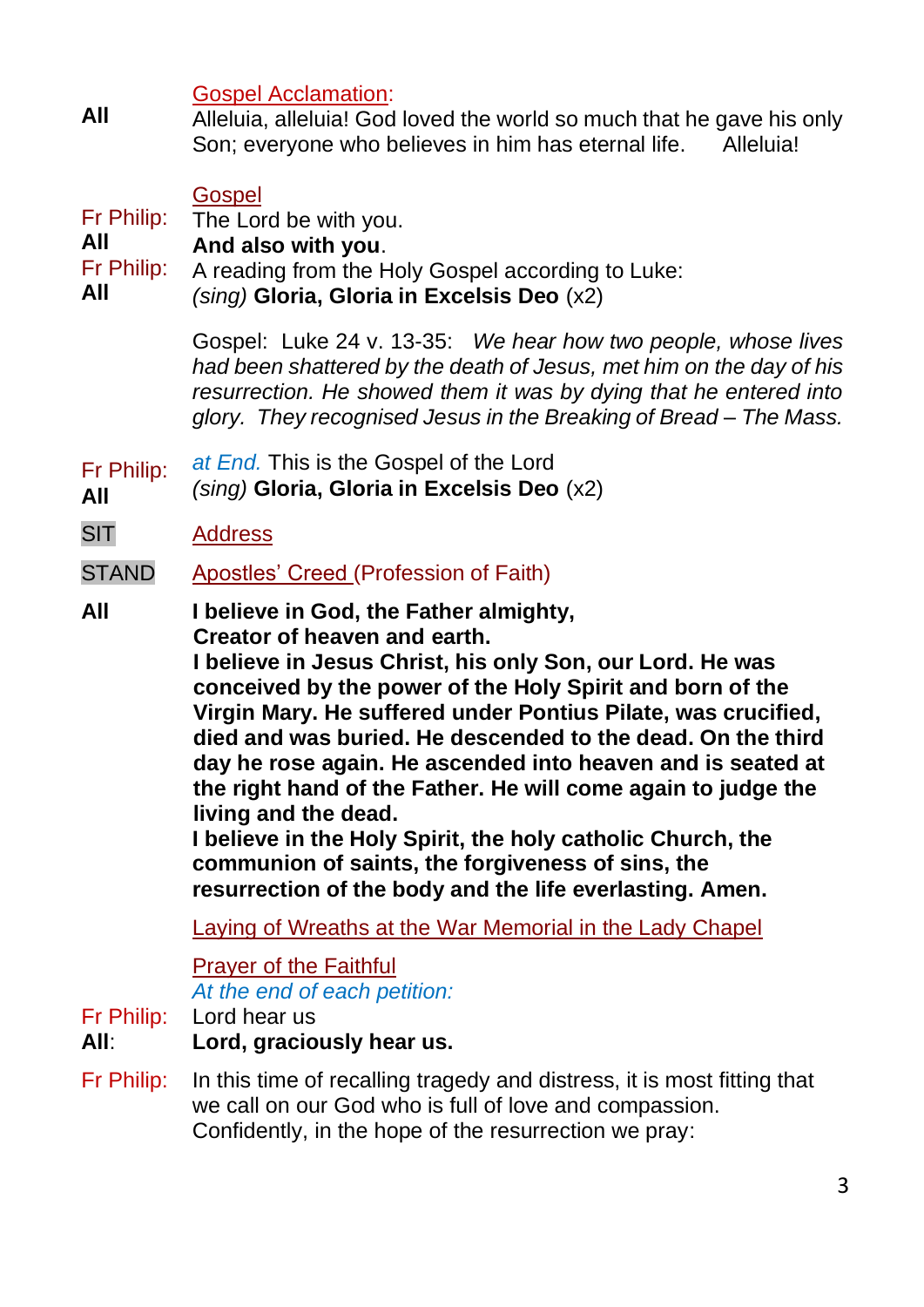**Gospel Acclamation:**

**All** Alleluia, alleluia! God loved the world so much that he gave his only Son; everyone who believes in him has eternal life. Alleluia!

**Gospel**

Fr Philip: The Lord be with you.

**All** **And also with you**.

Fr Philip: A reading from the Holy Gospel according to Luke:

**All** *(sing)* **Gloria, Gloria in Excelsis Deo** (x2)

Gospel: Luke 24 v. 13-35: *We hear how two people, whose lives had been shattered by the death of Jesus, met him on the day of his resurrection. He showed them it was by dying that he entered into glory. They recognised Jesus in the Breaking of Bread – The Mass.*

Fr Philip: *at End.* This is the Gospel of the Lord

**All** *(sing)* **Gloria, Gloria in Excelsis Deo** (x2)

SIT **Address**

STAND **Apostles' Creed** (Profession of Faith)

**All** **I believe in God, the Father almighty,**
**Creator of heaven and earth.**
**I believe in Jesus Christ, his only Son, our Lord. He was conceived by the power of the Holy Spirit and born of the Virgin Mary. He suffered under Pontius Pilate, was crucified, died and was buried. He descended to the dead. On the third day he rose again. He ascended into heaven and is seated at the right hand of the Father. He will come again to judge the living and the dead.**
**I believe in the Holy Spirit, the holy catholic Church, the communion of saints, the forgiveness of sins, the resurrection of the body and the life everlasting. Amen.**

**Laying of Wreaths at the War Memorial in the Lady Chapel**

**Prayer of the Faithful**

*At the end of each petition:*

Fr Philip: Lord hear us

**All**: **Lord, graciously hear us.**

Fr Philip: In this time of recalling tragedy and distress, it is most fitting that we call on our God who is full of love and compassion. Confidently, in the hope of the resurrection we pray: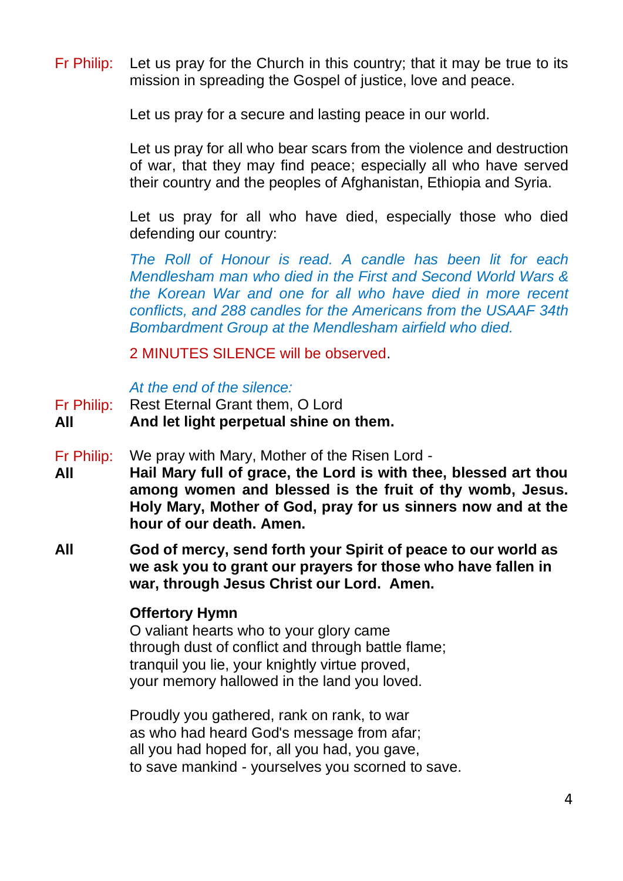Fr Philip: Let us pray for the Church in this country; that it may be true to its mission in spreading the Gospel of justice, love and peace.

Let us pray for a secure and lasting peace in our world.

Let us pray for all who bear scars from the violence and destruction of war, that they may find peace; especially all who have served their country and the peoples of Afghanistan, Ethiopia and Syria.

Let us pray for all who have died, especially those who died defending our country:

*The Roll of Honour is read. A candle has been lit for each Mendlesham man who died in the First and Second World Wars & the Korean War and one for all who have died in more recent conflicts, and 288 candles for the Americans from the USAAF 34th Bombardment Group at the Mendlesham airfield who died.*

2 MINUTES SILENCE will be observed.

*At the end of the silence:*

Fr Philip: Rest Eternal Grant them, O Lord

**All And let light perpetual shine on them.**

Fr Philip: We pray with Mary, Mother of the Risen Lord -

**All Hail Mary full of grace, the Lord is with thee, blessed art thou among women and blessed is the fruit of thy womb, Jesus. Holy Mary, Mother of God, pray for us sinners now and at the hour of our death. Amen.**

**All God of mercy, send forth your Spirit of peace to our world as we ask you to grant our prayers for those who have fallen in war, through Jesus Christ our Lord. Amen.**

**Offertory Hymn**

O valiant hearts who to your glory came
through dust of conflict and through battle flame;
tranquil you lie, your knightly virtue proved,
your memory hallowed in the land you loved.

Proudly you gathered, rank on rank, to war
as who had heard God's message from afar;
all you had hoped for, all you had, you gave,
to save mankind - yourselves you scorned to save.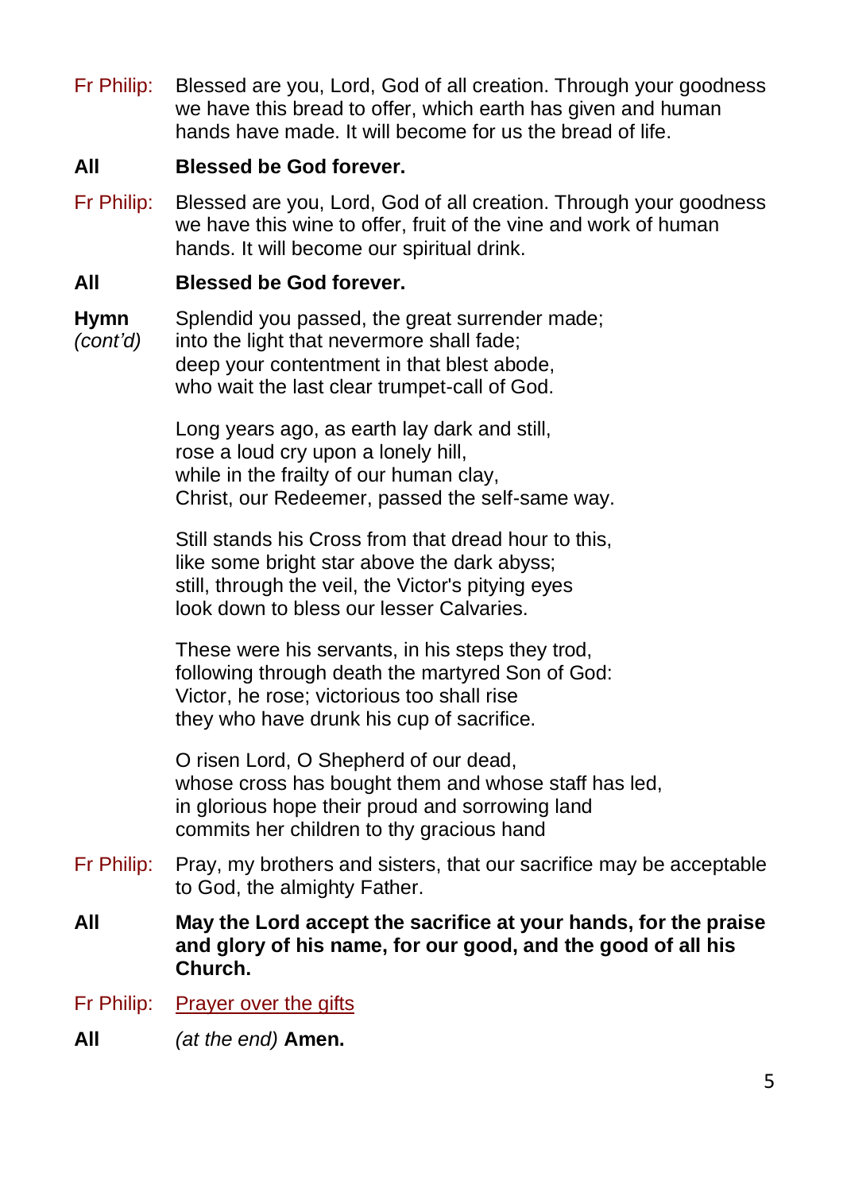Fr Philip: Blessed are you, Lord, God of all creation. Through your goodness we have this bread to offer, which earth has given and human hands have made. It will become for us the bread of life.

**All** **Blessed be God forever.**

Fr Philip: Blessed are you, Lord, God of all creation. Through your goodness we have this wine to offer, fruit of the vine and work of human hands. It will become our spiritual drink.

**All** **Blessed be God forever.**

**Hymn** *(cont'd)*

Splendid you passed, the great surrender made;
into the light that nevermore shall fade;
deep your contentment in that blest abode,
who wait the last clear trumpet-call of God.

Long years ago, as earth lay dark and still,
rose a loud cry upon a lonely hill,
while in the frailty of our human clay,
Christ, our Redeemer, passed the self-same way.

Still stands his Cross from that dread hour to this,
like some bright star above the dark abyss;
still, through the veil, the Victor's pitying eyes
look down to bless our lesser Calvaries.

These were his servants, in his steps they trod,
following through death the martyred Son of God:
Victor, he rose; victorious too shall rise
they who have drunk his cup of sacrifice.

O risen Lord, O Shepherd of our dead,
whose cross has bought them and whose staff has led,
in glorious hope their proud and sorrowing land
commits her children to thy gracious hand

Fr Philip: Pray, my brothers and sisters, that our sacrifice may be acceptable to God, the almighty Father.

**All** **May the Lord accept the sacrifice at your hands, for the praise and glory of his name, for our good, and the good of all his Church.**

Fr Philip: Prayer over the gifts

**All** *(at the end)* **Amen.**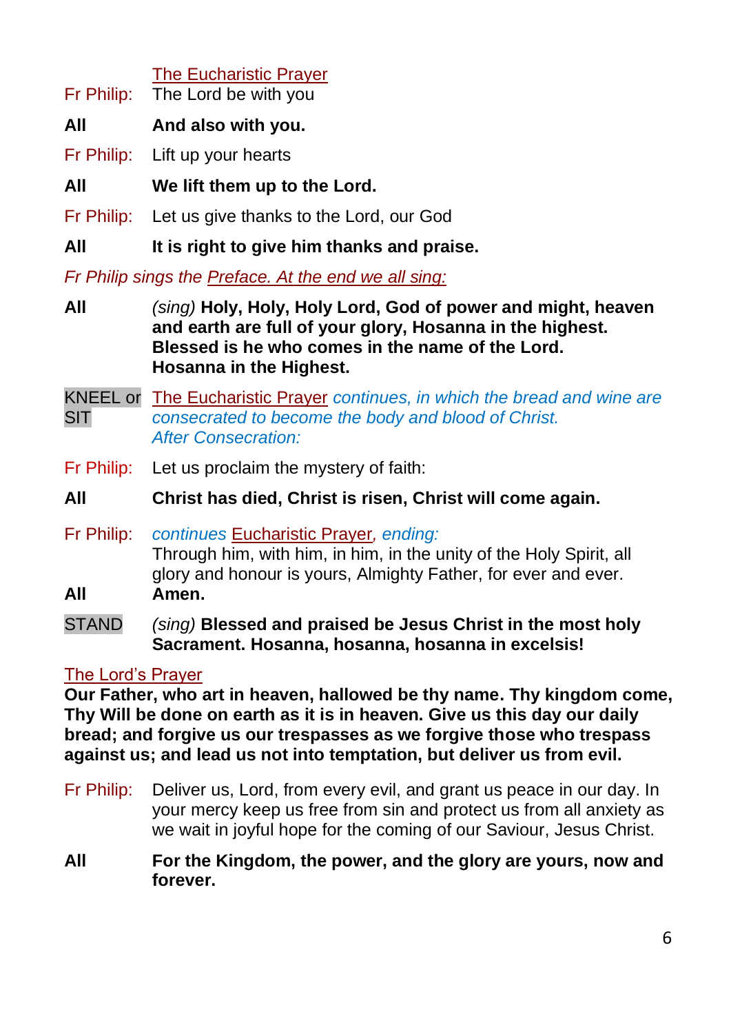The Eucharistic Prayer

Fr Philip: The Lord be with you

**All** **And also with you.**

Fr Philip: Lift up your hearts

**All** **We lift them up to the Lord.**

Fr Philip: Let us give thanks to the Lord, our God

**All** **It is right to give him thanks and praise.**

*Fr Philip sings the Preface. At the end we all sing:*

**All** *(sing)* **Holy, Holy, Holy Lord, God of power and might, heaven and earth are full of your glory, Hosanna in the highest. Blessed is he who comes in the name of the Lord. Hosanna in the Highest.**

KNEEL or SIT The Eucharistic Prayer *continues, in which the bread and wine are consecrated to become the body and blood of Christ.*
*After Consecration:*

Fr Philip: Let us proclaim the mystery of faith:

**All** **Christ has died, Christ is risen, Christ will come again.**

Fr Philip: *continues* Eucharistic Prayer*, ending:*
Through him, with him, in him, in the unity of the Holy Spirit, all glory and honour is yours, Almighty Father, for ever and ever.

**All** **Amen.**

STAND *(sing)* **Blessed and praised be Jesus Christ in the most holy Sacrament. Hosanna, hosanna, hosanna in excelsis!**

The Lord's Prayer

**Our Father, who art in heaven, hallowed be thy name. Thy kingdom come, Thy Will be done on earth as it is in heaven. Give us this day our daily bread; and forgive us our trespasses as we forgive those who trespass against us; and lead us not into temptation, but deliver us from evil.**

Fr Philip: Deliver us, Lord, from every evil, and grant us peace in our day. In your mercy keep us free from sin and protect us from all anxiety as we wait in joyful hope for the coming of our Saviour, Jesus Christ.

**All** **For the Kingdom, the power, and the glory are yours, now and forever.**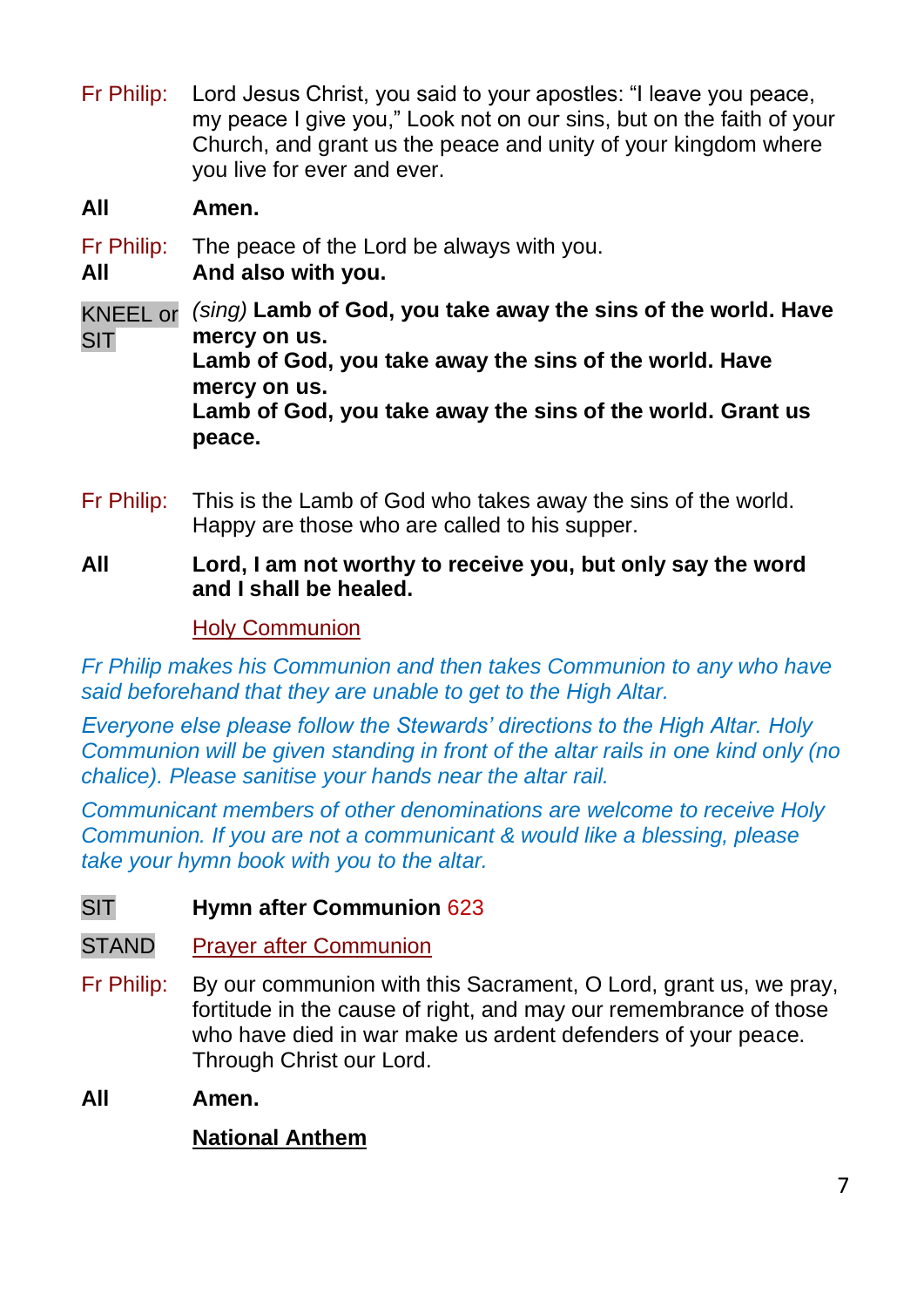Fr Philip: Lord Jesus Christ, you said to your apostles: "I leave you peace, my peace I give you," Look not on our sins, but on the faith of your Church, and grant us the peace and unity of your kingdom where you live for ever and ever.

**All** **Amen.**

Fr Philip: The peace of the Lord be always with you.
**All** **And also with you.**

KNEEL or SIT *(sing)* **Lamb of God, you take away the sins of the world. Have mercy on us.**
**Lamb of God, you take away the sins of the world. Have mercy on us.**
**Lamb of God, you take away the sins of the world. Grant us peace.**

Fr Philip: This is the Lamb of God who takes away the sins of the world. Happy are those who are called to his supper.

**All** **Lord, I am not worthy to receive you, but only say the word and I shall be healed.**

Holy Communion

*Fr Philip makes his Communion and then takes Communion to any who have said beforehand that they are unable to get to the High Altar.*

*Everyone else please follow the Stewards' directions to the High Altar. Holy Communion will be given standing in front of the altar rails in one kind only (no chalice). Please sanitise your hands near the altar rail.*

*Communicant members of other denominations are welcome to receive Holy Communion. If you are not a communicant & would like a blessing, please take your hymn book with you to the altar.*

SIT **Hymn after Communion** 623

STAND Prayer after Communion

Fr Philip: By our communion with this Sacrament, O Lord, grant us, we pray, fortitude in the cause of right, and may our remembrance of those who have died in war make us ardent defenders of your peace. Through Christ our Lord.

**All** **Amen.**

**National Anthem**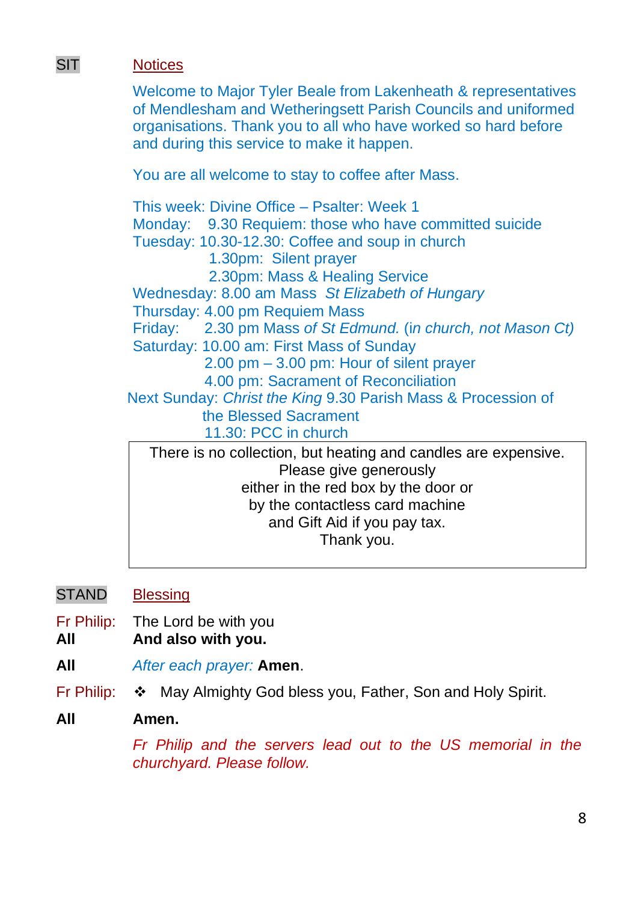SIT **Notices**

Welcome to Major Tyler Beale from Lakenheath & representatives of Mendlesham and Wetheringsett Parish Councils and uniformed organisations. Thank you to all who have worked so hard before and during this service to make it happen.

You are all welcome to stay to coffee after Mass.

This week: Divine Office – Psalter: Week 1
Monday: 9.30 Requiem: those who have committed suicide
Tuesday: 10.30-12.30: Coffee and soup in church
1.30pm: Silent prayer
2.30pm: Mass & Healing Service
Wednesday: 8.00 am Mass *St Elizabeth of Hungary*
Thursday: 4.00 pm Requiem Mass
Friday: 2.30 pm Mass *of St Edmund.* (*in church, not Mason Ct)*
Saturday: 10.00 am: First Mass of Sunday
2.00 pm – 3.00 pm: Hour of silent prayer
4.00 pm: Sacrament of Reconciliation
Next Sunday: *Christ the King* 9.30 Parish Mass & Procession of the Blessed Sacrament
11.30: PCC in church

> There is no collection, but heating and candles are expensive.
> Please give generously
> either in the red box by the door or
> by the contactless card machine
> and Gift Aid if you pay tax.
> Thank you.

STAND **Blessing**

Fr Philip: The Lord be with you
**All** **And also with you.**

**All** *After each prayer:* **Amen**.

Fr Philip: ❖ May Almighty God bless you, Father, Son and Holy Spirit.

**All** **Amen.**

*Fr Philip and the servers lead out to the US memorial in the churchyard. Please follow.*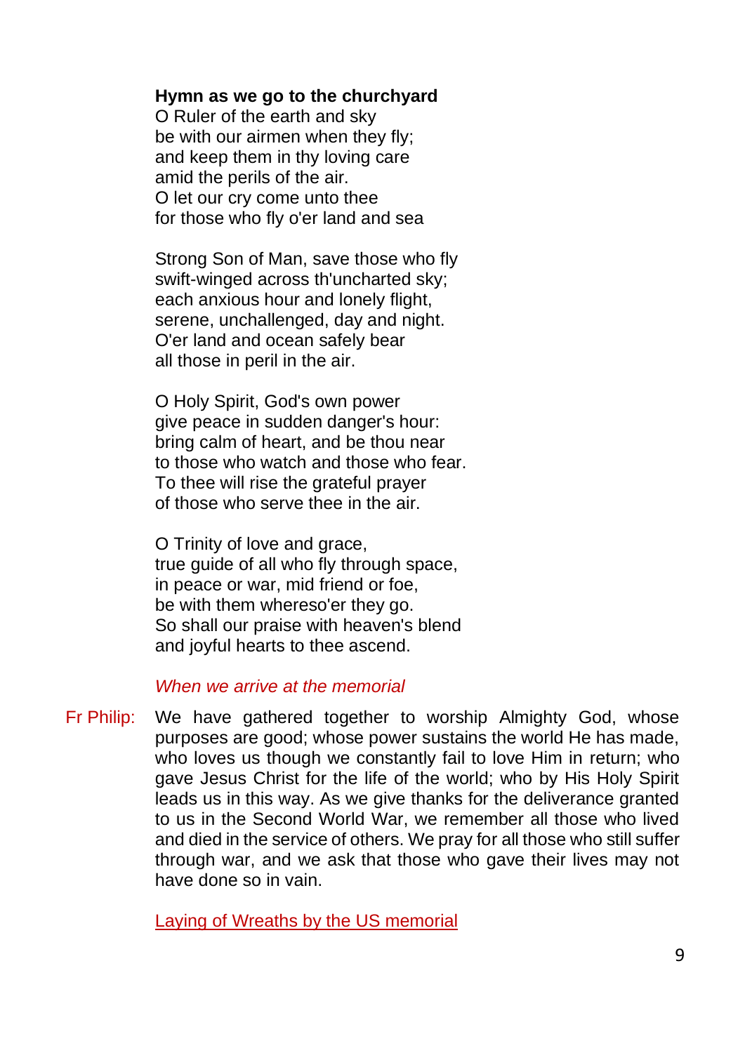**Hymn as we go to the churchyard**

O Ruler of the earth and sky
be with our airmen when they fly;
and keep them in thy loving care
amid the perils of the air.
O let our cry come unto thee
for those who fly o'er land and sea

Strong Son of Man, save those who fly
swift-winged across th'uncharted sky;
each anxious hour and lonely flight,
serene, unchallenged, day and night.
O'er land and ocean safely bear
all those in peril in the air.

O Holy Spirit, God's own power
give peace in sudden danger's hour:
bring calm of heart, and be thou near
to those who watch and those who fear.
To thee will rise the grateful prayer
of those who serve thee in the air.

O Trinity of love and grace,
true guide of all who fly through space,
in peace or war, mid friend or foe,
be with them whereso'er they go.
So shall our praise with heaven's blend
and joyful hearts to thee ascend.

*When we arrive at the memorial*

Fr Philip: We have gathered together to worship Almighty God, whose purposes are good; whose power sustains the world He has made, who loves us though we constantly fail to love Him in return; who gave Jesus Christ for the life of the world; who by His Holy Spirit leads us in this way. As we give thanks for the deliverance granted to us in the Second World War, we remember all those who lived and died in the service of others. We pray for all those who still suffer through war, and we ask that those who gave their lives may not have done so in vain.

Laying of Wreaths by the US memorial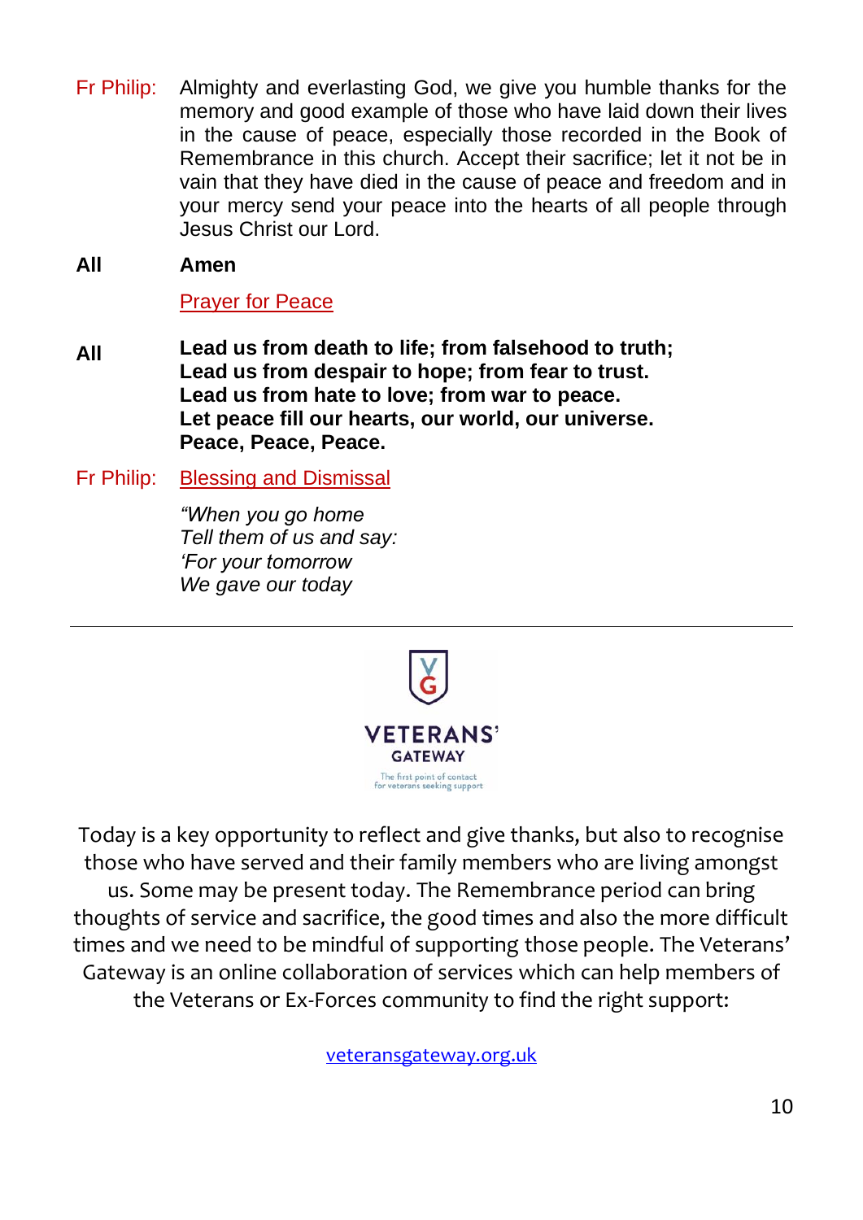Fr Philip: Almighty and everlasting God, we give you humble thanks for the memory and good example of those who have laid down their lives in the cause of peace, especially those recorded in the Book of Remembrance in this church. Accept their sacrifice; let it not be in vain that they have died in the cause of peace and freedom and in your mercy send your peace into the hearts of all people through Jesus Christ our Lord.

**All** **Amen**

Prayer for Peace

**All** **Lead us from death to life; from falsehood to truth;**
**Lead us from despair to hope; from fear to trust.**
**Lead us from hate to love; from war to peace.**
**Let peace fill our hearts, our world, our universe.**
**Peace, Peace, Peace.**

Fr Philip: Blessing and Dismissal

*"When you go home*
*Tell them of us and say:*
*'For your tomorrow*
*We gave our today*

---

VETERANS' GATEWAY

The first point of contact for veterans seeking support

Today is a key opportunity to reflect and give thanks, but also to recognise those who have served and their family members who are living amongst us. Some may be present today. The Remembrance period can bring thoughts of service and sacrifice, the good times and also the more difficult times and we need to be mindful of supporting those people. The Veterans' Gateway is an online collaboration of services which can help members of the Veterans or Ex-Forces community to find the right support:

veteransgateway.org.uk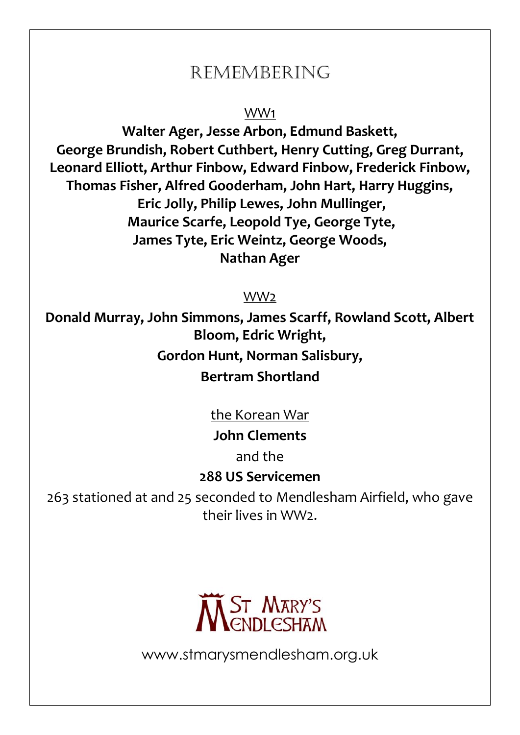# Remembering

WW1

**Walter Ager, Jesse Arbon, Edmund Baskett, George Brundish, Robert Cuthbert, Henry Cutting, Greg Durrant, Leonard Elliott, Arthur Finbow, Edward Finbow, Frederick Finbow, Thomas Fisher, Alfred Gooderham, John Hart, Harry Huggins, Eric Jolly, Philip Lewes, John Mullinger, Maurice Scarfe, Leopold Tye, George Tyte, James Tyte, Eric Weintz, George Woods, Nathan Ager**

WW2

**Donald Murray, John Simmons, James Scarff, Rowland Scott, Albert Bloom, Edric Wright, Gordon Hunt, Norman Salisbury, Bertram Shortland**

the Korean War

**John Clements**

and the

**288 US Servicemen**

263 stationed at and 25 seconded to Mendlesham Airfield, who gave their lives in WW2.

St Mary's Mendlesham

www.stmarysmendlesham.org.uk